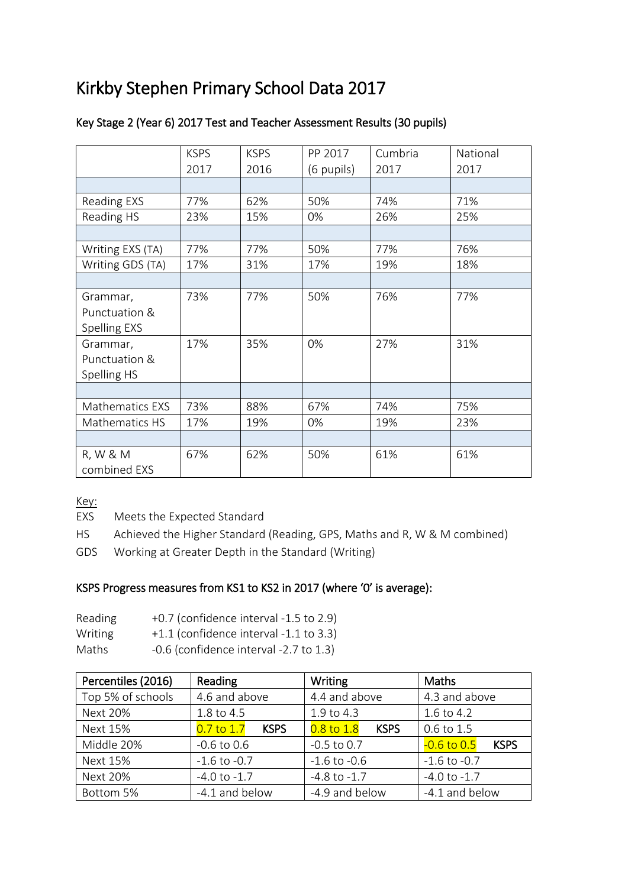# Kirkby Stephen Primary School Data 2017

## Key Stage 2 (Year 6) 2017 Test and Teacher Assessment Results (30 pupils)

| | KSPS 2017 | KSPS 2016 | PP 2017 (6 pupils) | Cumbria 2017 | National 2017 |
|---|---|---|---|---|---|
| | | | | | |
| Reading EXS | 77% | 62% | 50% | 74% | 71% |
| Reading HS | 23% | 15% | 0% | 26% | 25% |
| | | | | | |
| Writing EXS (TA) | 77% | 77% | 50% | 77% | 76% |
| Writing GDS (TA) | 17% | 31% | 17% | 19% | 18% |
| | | | | | |
| Grammar, Punctuation & Spelling EXS | 73% | 77% | 50% | 76% | 77% |
| Grammar, Punctuation & Spelling HS | 17% | 35% | 0% | 27% | 31% |
| | | | | | |
| Mathematics EXS | 73% | 88% | 67% | 74% | 75% |
| Mathematics HS | 17% | 19% | 0% | 19% | 23% |
| | | | | | |
| R, W & M combined EXS | 67% | 62% | 50% | 61% | 61% |

Key:

EXS Meets the Expected Standard

HS Achieved the Higher Standard (Reading, GPS, Maths and R, W & M combined)

GDS Working at Greater Depth in the Standard (Writing)

## KSPS Progress measures from KS1 to KS2 in 2017 (where '0' is average):

Reading +0.7 (confidence interval -1.5 to 2.9)
Writing +1.1 (confidence interval -1.1 to 3.3)
Maths -0.6 (confidence interval -2.7 to 1.3)

| Percentiles (2016) | Reading | Writing | Maths |
|---|---|---|---|
| Top 5% of schools | 4.6 and above | 4.4 and above | 4.3 and above |
| Next 20% | 1.8 to 4.5 | 1.9 to 4.3 | 1.6 to 4.2 |
| Next 15% | 0.7 to 1.7 **KSPS** | 0.8 to 1.8 **KSPS** | 0.6 to 1.5 |
| Middle 20% | -0.6 to 0.6 | -0.5 to 0.7 | -0.6 to 0.5 **KSPS** |
| Next 15% | -1.6 to -0.7 | -1.6 to -0.6 | -1.6 to -0.7 |
| Next 20% | -4.0 to -1.7 | -4.8 to -1.7 | -4.0 to -1.7 |
| Bottom 5% | -4.1 and below | -4.9 and below | -4.1 and below |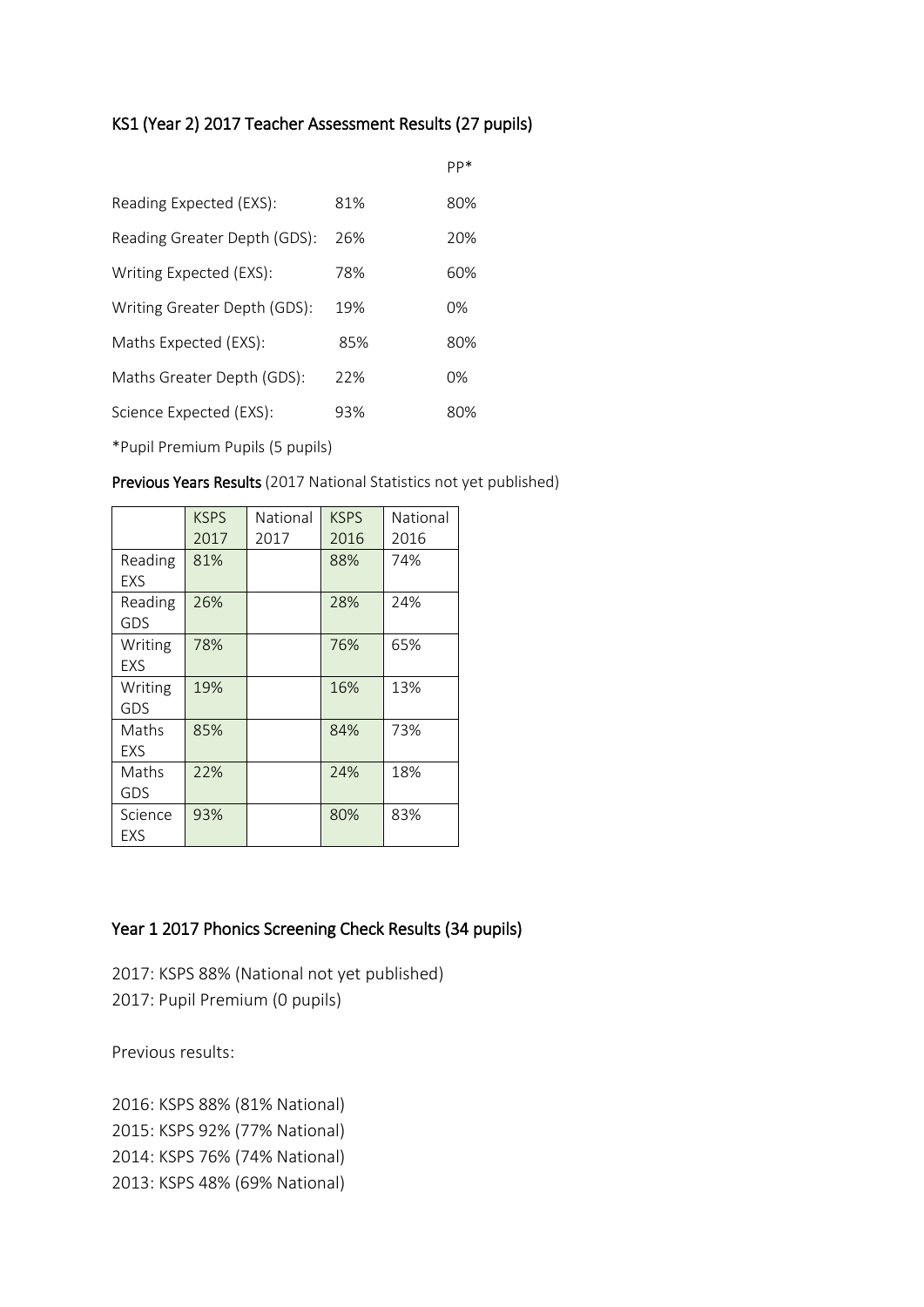## KS1 (Year 2) 2017 Teacher Assessment Results (27 pupils)

| | | PP* |
|---|---|---|
| Reading Expected (EXS): | 81% | 80% |
| Reading Greater Depth (GDS): | 26% | 20% |
| Writing Expected (EXS): | 78% | 60% |
| Writing Greater Depth (GDS): | 19% | 0% |
| Maths Expected (EXS): | 85% | 80% |
| Maths Greater Depth (GDS): | 22% | 0% |
| Science Expected (EXS): | 93% | 80% |

*Pupil Premium Pupils (5 pupils)

**Previous Years Results** (2017 National Statistics not yet published)

| | KSPS 2017 | National 2017 | KSPS 2016 | National 2016 |
|---|---|---|---|---|
| Reading EXS | 81% | | 88% | 74% |
| Reading GDS | 26% | | 28% | 24% |
| Writing EXS | 78% | | 76% | 65% |
| Writing GDS | 19% | | 16% | 13% |
| Maths EXS | 85% | | 84% | 73% |
| Maths GDS | 22% | | 24% | 18% |
| Science EXS | 93% | | 80% | 83% |

## Year 1 2017 Phonics Screening Check Results (34 pupils)

2017: KSPS 88% (National not yet published)
2017: Pupil Premium (0 pupils)

Previous results:

2016: KSPS 88% (81% National)
2015: KSPS 92% (77% National)
2014: KSPS 76% (74% National)
2013: KSPS 48% (69% National)